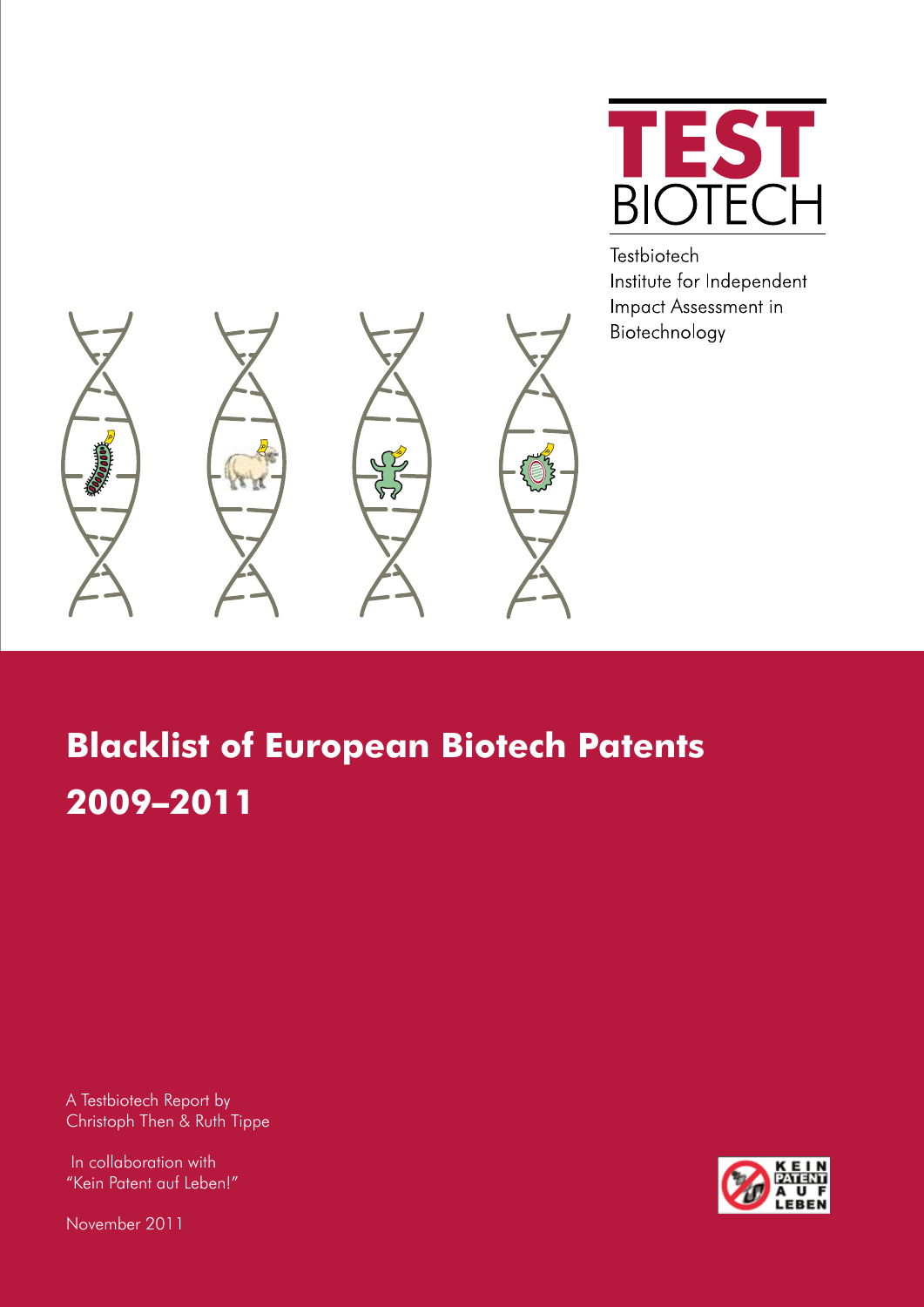TEST BIOTECH

Testbiotech
Institute for Independent
Impact Assessment in
Biotechnology

# Blacklist of European Biotech Patents 2009–2011

A Testbiotech Report by
Christoph Then & Ruth Tippe

In collaboration with
"Kein Patent auf Leben!"

November 2011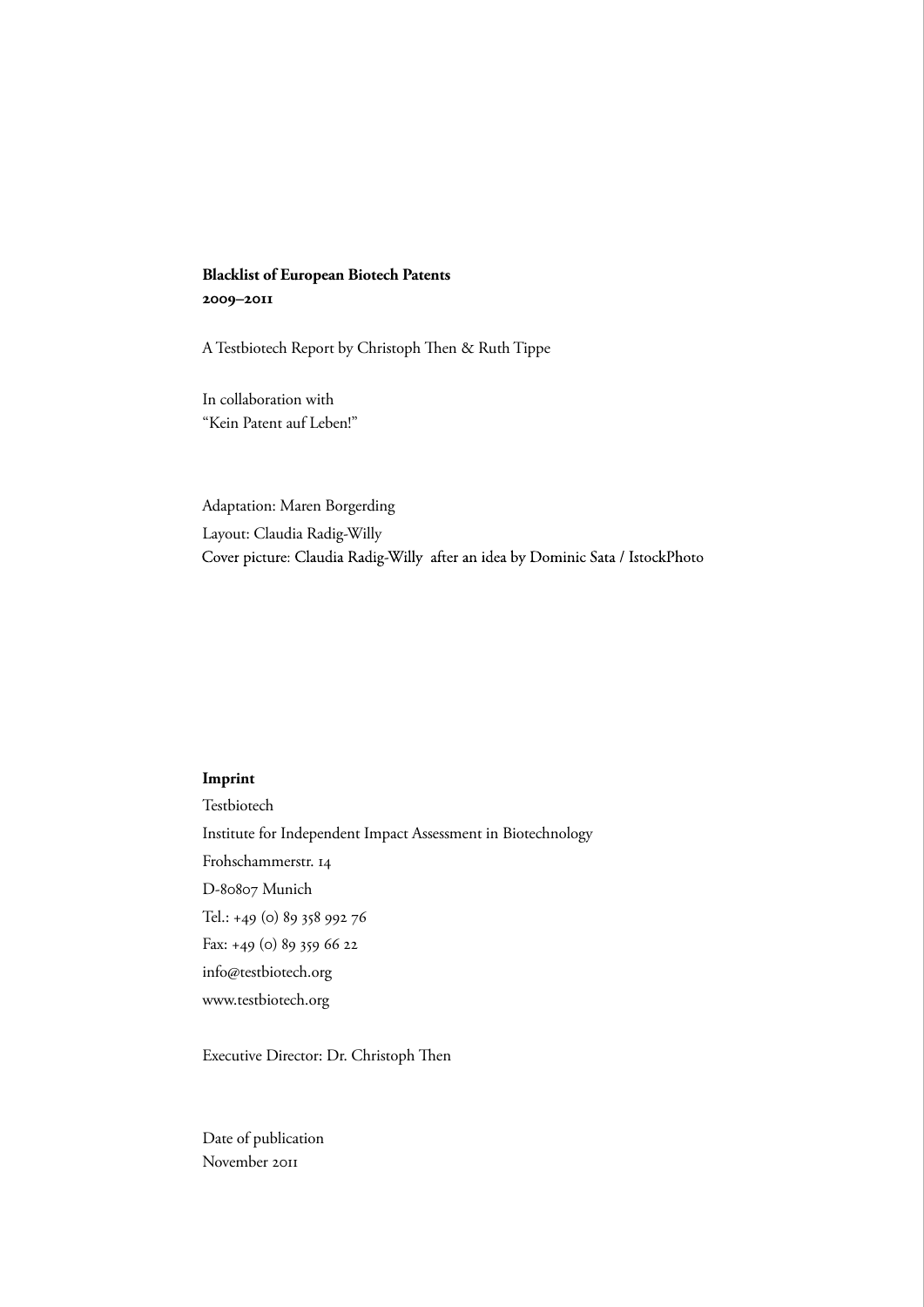**Blacklist of European Biotech Patents**
**2009–2011**

A Testbiotech Report by Christoph Then & Ruth Tippe

In collaboration with
"Kein Patent auf Leben!"

Adaptation: Maren Borgerding
Layout: Claudia Radig-Willy
Cover picture: Claudia Radig-Willy after an idea by Dominic Sata / IstockPhoto

**Imprint**

Testbiotech
Institute for Independent Impact Assessment in Biotechnology
Frohschammerstr. 14
D-80807 Munich
Tel.: +49 (0) 89 358 992 76
Fax: +49 (0) 89 359 66 22
info@testbiotech.org
www.testbiotech.org

Executive Director: Dr. Christoph Then

Date of publication
November 2011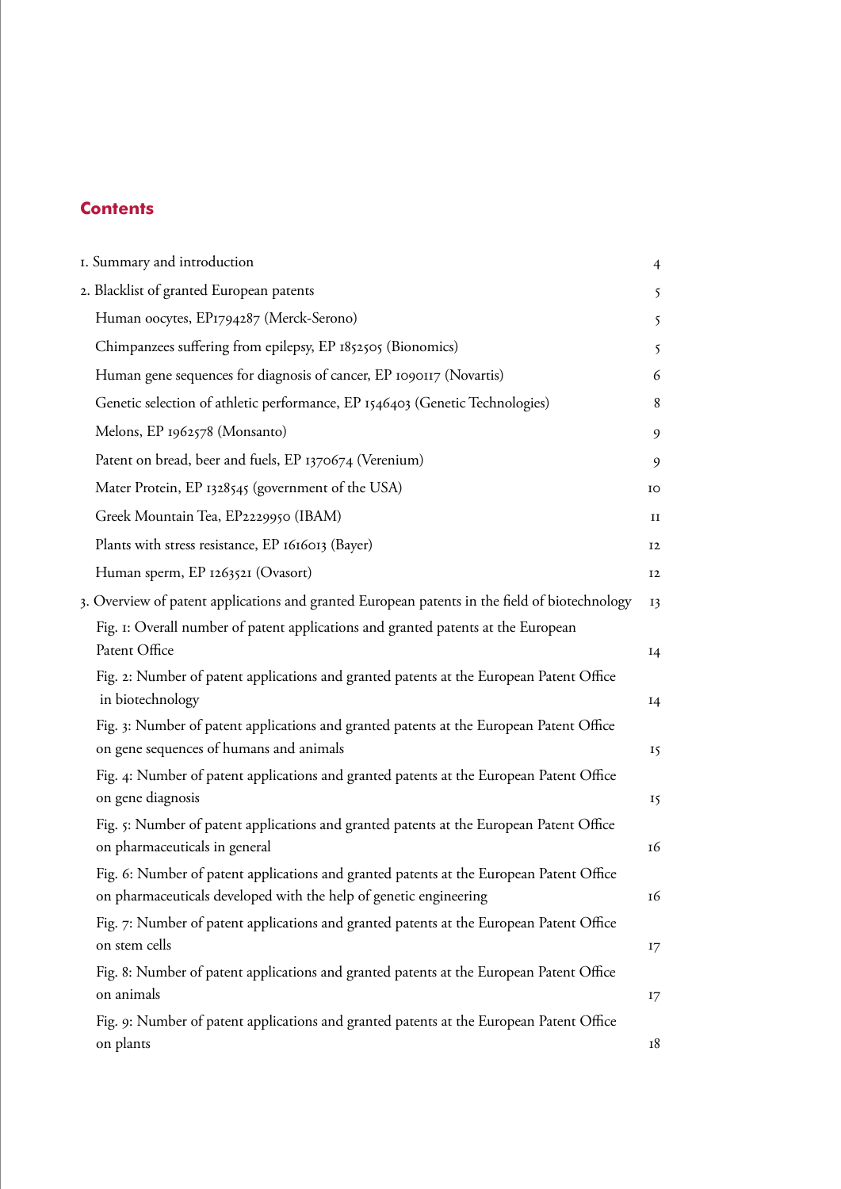## Contents

| | |
|---|---|
| 1. Summary and introduction | 4 |
| 2. Blacklist of granted European patents | 5 |
| Human oocytes, EP1794287 (Merck-Serono) | 5 |
| Chimpanzees suffering from epilepsy, EP 1852505 (Bionomics) | 5 |
| Human gene sequences for diagnosis of cancer, EP 1090117 (Novartis) | 6 |
| Genetic selection of athletic performance, EP 1546403 (Genetic Technologies) | 8 |
| Melons, EP 1962578 (Monsanto) | 9 |
| Patent on bread, beer and fuels, EP 1370674 (Verenium) | 9 |
| Mater Protein, EP 1328545 (government of the USA) | 10 |
| Greek Mountain Tea, EP2229950 (IBAM) | 11 |
| Plants with stress resistance, EP 1616013 (Bayer) | 12 |
| Human sperm, EP 1263521 (Ovasort) | 12 |
| 3. Overview of patent applications and granted European patents in the field of biotechnology | 13 |
| Fig. 1: Overall number of patent applications and granted patents at the European Patent Office | 14 |
| Fig. 2: Number of patent applications and granted patents at the European Patent Office in biotechnology | 14 |
| Fig. 3: Number of patent applications and granted patents at the European Patent Office on gene sequences of humans and animals | 15 |
| Fig. 4: Number of patent applications and granted patents at the European Patent Office on gene diagnosis | 15 |
| Fig. 5: Number of patent applications and granted patents at the European Patent Office on pharmaceuticals in general | 16 |
| Fig. 6: Number of patent applications and granted patents at the European Patent Office on pharmaceuticals developed with the help of genetic engineering | 16 |
| Fig. 7: Number of patent applications and granted patents at the European Patent Office on stem cells | 17 |
| Fig. 8: Number of patent applications and granted patents at the European Patent Office on animals | 17 |
| Fig. 9: Number of patent applications and granted patents at the European Patent Office on plants | 18 |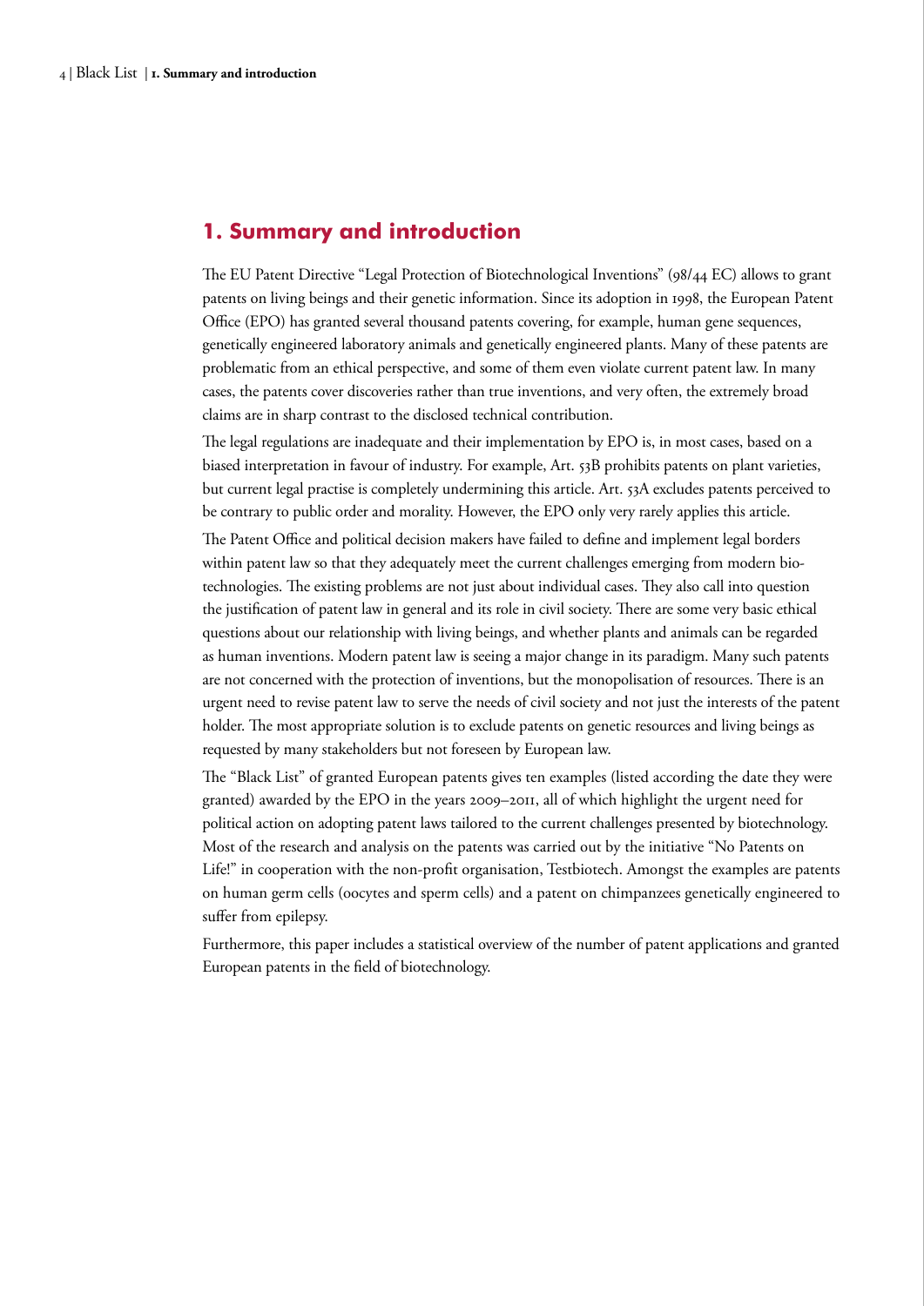## 1. Summary and introduction

The EU Patent Directive "Legal Protection of Biotechnological Inventions" (98/44 EC) allows to grant patents on living beings and their genetic information. Since its adoption in 1998, the European Patent Office (EPO) has granted several thousand patents covering, for example, human gene sequences, genetically engineered laboratory animals and genetically engineered plants. Many of these patents are problematic from an ethical perspective, and some of them even violate current patent law. In many cases, the patents cover discoveries rather than true inventions, and very often, the extremely broad claims are in sharp contrast to the disclosed technical contribution.

The legal regulations are inadequate and their implementation by EPO is, in most cases, based on a biased interpretation in favour of industry. For example, Art. 53B prohibits patents on plant varieties, but current legal practise is completely undermining this article. Art. 53A excludes patents perceived to be contrary to public order and morality. However, the EPO only very rarely applies this article.

The Patent Office and political decision makers have failed to define and implement legal borders within patent law so that they adequately meet the current challenges emerging from modern biotechnologies. The existing problems are not just about individual cases. They also call into question the justification of patent law in general and its role in civil society. There are some very basic ethical questions about our relationship with living beings, and whether plants and animals can be regarded as human inventions. Modern patent law is seeing a major change in its paradigm. Many such patents are not concerned with the protection of inventions, but the monopolisation of resources. There is an urgent need to revise patent law to serve the needs of civil society and not just the interests of the patent holder. The most appropriate solution is to exclude patents on genetic resources and living beings as requested by many stakeholders but not foreseen by European law.

The "Black List" of granted European patents gives ten examples (listed according the date they were granted) awarded by the EPO in the years 2009–2011, all of which highlight the urgent need for political action on adopting patent laws tailored to the current challenges presented by biotechnology. Most of the research and analysis on the patents was carried out by the initiative "No Patents on Life!" in cooperation with the non-profit organisation, Testbiotech. Amongst the examples are patents on human germ cells (oocytes and sperm cells) and a patent on chimpanzees genetically engineered to suffer from epilepsy.

Furthermore, this paper includes a statistical overview of the number of patent applications and granted European patents in the field of biotechnology.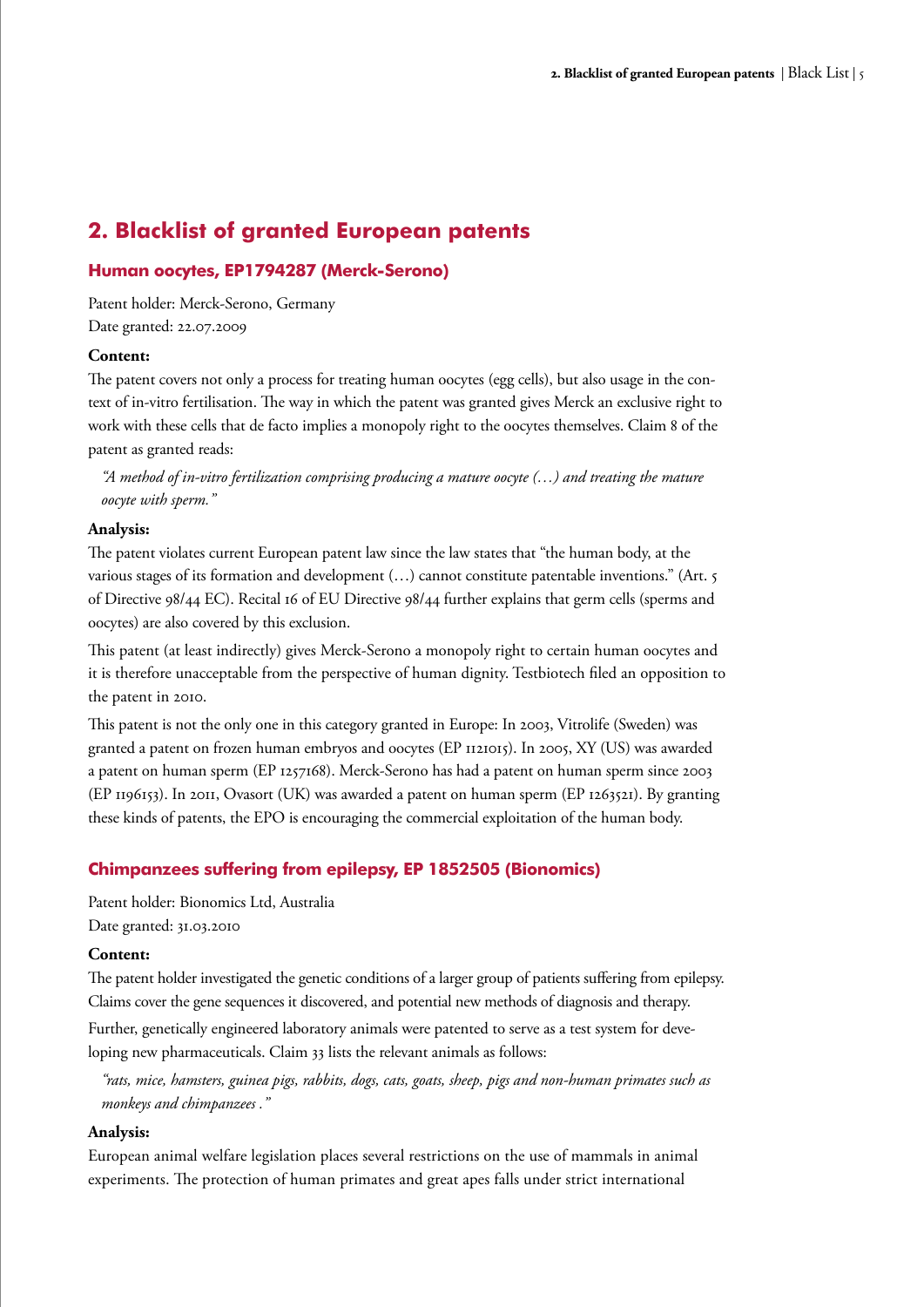## 2. Blacklist of granted European patents

### Human oocytes, EP1794287 (Merck-Serono)

Patent holder: Merck-Serono, Germany
Date granted: 22.07.2009

**Content:**

The patent covers not only a process for treating human oocytes (egg cells), but also usage in the context of in-vitro fertilisation. The way in which the patent was granted gives Merck an exclusive right to work with these cells that de facto implies a monopoly right to the oocytes themselves. Claim 8 of the patent as granted reads:

*"A method of in-vitro fertilization comprising producing a mature oocyte (…) and treating the mature oocyte with sperm."*

**Analysis:**

The patent violates current European patent law since the law states that "the human body, at the various stages of its formation and development (…) cannot constitute patentable inventions." (Art. 5 of Directive 98/44 EC). Recital 16 of EU Directive 98/44 further explains that germ cells (sperms and oocytes) are also covered by this exclusion.

This patent (at least indirectly) gives Merck-Serono a monopoly right to certain human oocytes and it is therefore unacceptable from the perspective of human dignity. Testbiotech filed an opposition to the patent in 2010.

This patent is not the only one in this category granted in Europe: In 2003, Vitrolife (Sweden) was granted a patent on frozen human embryos and oocytes (EP 1121015). In 2005, XY (US) was awarded a patent on human sperm (EP 1257168). Merck-Serono has had a patent on human sperm since 2003 (EP 1196153). In 2011, Ovasort (UK) was awarded a patent on human sperm (EP 1263521). By granting these kinds of patents, the EPO is encouraging the commercial exploitation of the human body.

### Chimpanzees suffering from epilepsy, EP 1852505 (Bionomics)

Patent holder: Bionomics Ltd, Australia
Date granted: 31.03.2010

**Content:**

The patent holder investigated the genetic conditions of a larger group of patients suffering from epilepsy. Claims cover the gene sequences it discovered, and potential new methods of diagnosis and therapy.

Further, genetically engineered laboratory animals were patented to serve as a test system for developing new pharmaceuticals. Claim 33 lists the relevant animals as follows:

*"rats, mice, hamsters, guinea pigs, rabbits, dogs, cats, goats, sheep, pigs and non-human primates such as monkeys and chimpanzees ."*

**Analysis:**

European animal welfare legislation places several restrictions on the use of mammals in animal experiments. The protection of human primates and great apes falls under strict international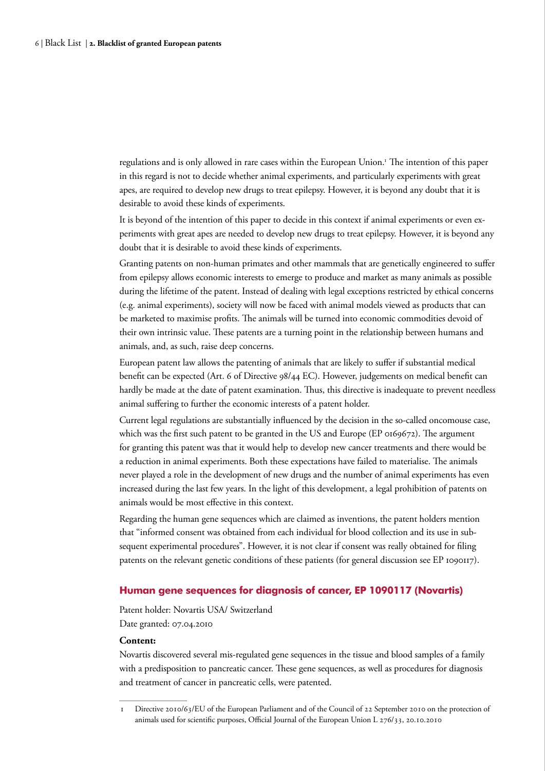regulations and is only allowed in rare cases within the European Union.[1] The intention of this paper in this regard is not to decide whether animal experiments, and particularly experiments with great apes, are required to develop new drugs to treat epilepsy. However, it is beyond any doubt that it is desirable to avoid these kinds of experiments.

It is beyond of the intention of this paper to decide in this context if animal experiments or even experiments with great apes are needed to develop new drugs to treat epilepsy. However, it is beyond any doubt that it is desirable to avoid these kinds of experiments.

Granting patents on non-human primates and other mammals that are genetically engineered to suffer from epilepsy allows economic interests to emerge to produce and market as many animals as possible during the lifetime of the patent. Instead of dealing with legal exceptions restricted by ethical concerns (e.g. animal experiments), society will now be faced with animal models viewed as products that can be marketed to maximise profits. The animals will be turned into economic commodities devoid of their own intrinsic value. These patents are a turning point in the relationship between humans and animals, and, as such, raise deep concerns.

European patent law allows the patenting of animals that are likely to suffer if substantial medical benefit can be expected (Art. 6 of Directive 98/44 EC). However, judgements on medical benefit can hardly be made at the date of patent examination. Thus, this directive is inadequate to prevent needless animal suffering to further the economic interests of a patent holder.

Current legal regulations are substantially influenced by the decision in the so-called oncomouse case, which was the first such patent to be granted in the US and Europe (EP 0169672). The argument for granting this patent was that it would help to develop new cancer treatments and there would be a reduction in animal experiments. Both these expectations have failed to materialise. The animals never played a role in the development of new drugs and the number of animal experiments has even increased during the last few years. In the light of this development, a legal prohibition of patents on animals would be most effective in this context.

Regarding the human gene sequences which are claimed as inventions, the patent holders mention that "informed consent was obtained from each individual for blood collection and its use in subsequent experimental procedures". However, it is not clear if consent was really obtained for filing patents on the relevant genetic conditions of these patients (for general discussion see EP 1090117).

### Human gene sequences for diagnosis of cancer, EP 1090117 (Novartis)

Patent holder: Novartis USA/ Switzerland
Date granted: 07.04.2010

**Content:**

Novartis discovered several mis-regulated gene sequences in the tissue and blood samples of a family with a predisposition to pancreatic cancer. These gene sequences, as well as procedures for diagnosis and treatment of cancer in pancreatic cells, were patented.

---

1 Directive 2010/63/EU of the European Parliament and of the Council of 22 September 2010 on the protection of animals used for scientific purposes, Official Journal of the European Union L 276/33, 20.10.2010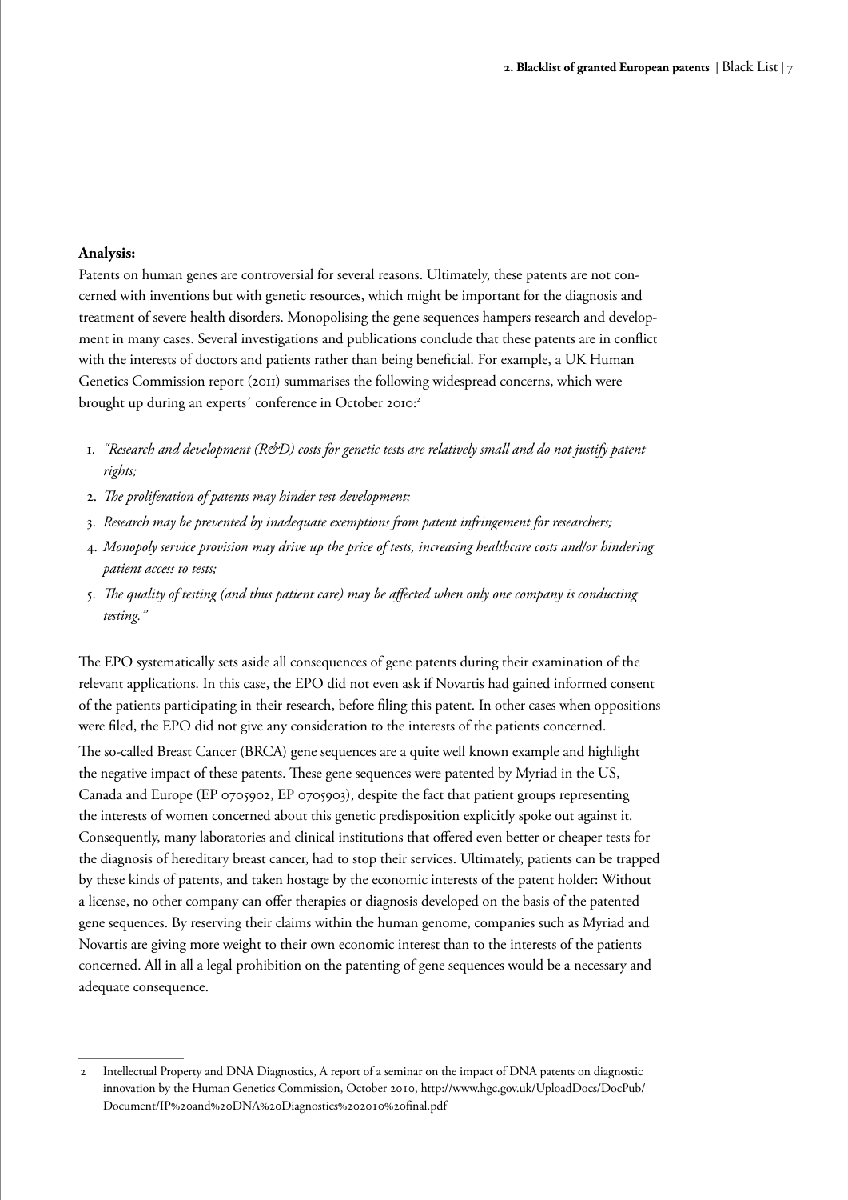**Analysis:**

Patents on human genes are controversial for several reasons. Ultimately, these patents are not concerned with inventions but with genetic resources, which might be important for the diagnosis and treatment of severe health disorders. Monopolising the gene sequences hampers research and development in many cases. Several investigations and publications conclude that these patents are in conflict with the interests of doctors and patients rather than being beneficial. For example, a UK Human Genetics Commission report (2011) summarises the following widespread concerns, which were brought up during an experts´ conference in October 2010:[2]

1. *"Research and development (R&D) costs for genetic tests are relatively small and do not justify patent rights;*
2. *The proliferation of patents may hinder test development;*
3. *Research may be prevented by inadequate exemptions from patent infringement for researchers;*
4. *Monopoly service provision may drive up the price of tests, increasing healthcare costs and/or hindering patient access to tests;*
5. *The quality of testing (and thus patient care) may be affected when only one company is conducting testing."*

The EPO systematically sets aside all consequences of gene patents during their examination of the relevant applications. In this case, the EPO did not even ask if Novartis had gained informed consent of the patients participating in their research, before filing this patent. In other cases when oppositions were filed, the EPO did not give any consideration to the interests of the patients concerned.

The so-called Breast Cancer (BRCA) gene sequences are a quite well known example and highlight the negative impact of these patents. These gene sequences were patented by Myriad in the US, Canada and Europe (EP 0705902, EP 0705903), despite the fact that patient groups representing the interests of women concerned about this genetic predisposition explicitly spoke out against it. Consequently, many laboratories and clinical institutions that offered even better or cheaper tests for the diagnosis of hereditary breast cancer, had to stop their services. Ultimately, patients can be trapped by these kinds of patents, and taken hostage by the economic interests of the patent holder: Without a license, no other company can offer therapies or diagnosis developed on the basis of the patented gene sequences. By reserving their claims within the human genome, companies such as Myriad and Novartis are giving more weight to their own economic interest than to the interests of the patients concerned. All in all a legal prohibition on the patenting of gene sequences would be a necessary and adequate consequence.

---

[2] Intellectual Property and DNA Diagnostics, A report of a seminar on the impact of DNA patents on diagnostic innovation by the Human Genetics Commission, October 2010, http://www.hgc.gov.uk/UploadDocs/DocPub/Document/IP%20and%20DNA%20Diagnostics%202010%20final.pdf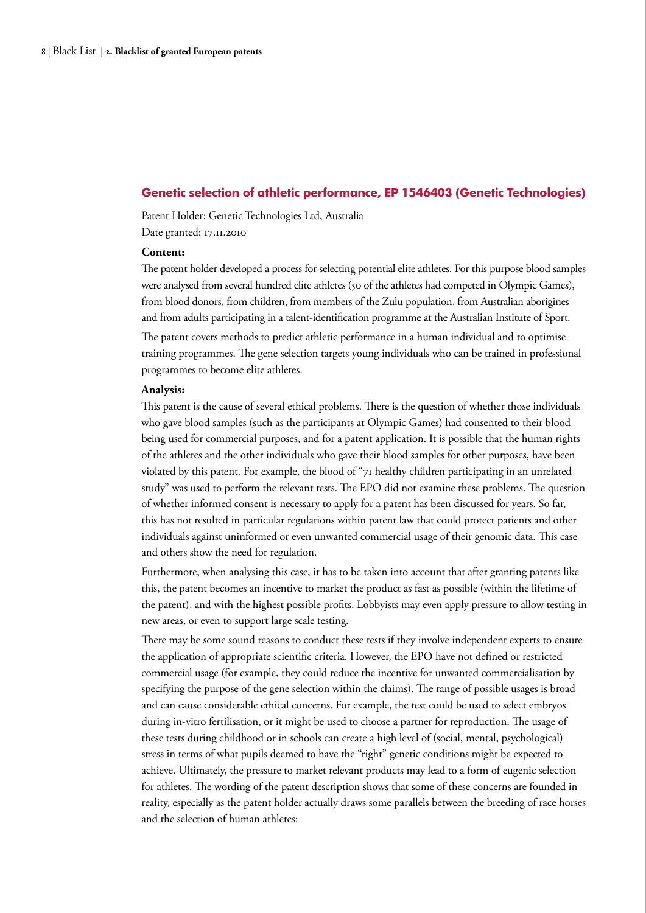## Genetic selection of athletic performance, EP 1546403 (Genetic Technologies)

Patent Holder: Genetic Technologies Ltd, Australia
Date granted: 17.11.2010

**Content:**

The patent holder developed a process for selecting potential elite athletes. For this purpose blood samples were analysed from several hundred elite athletes (50 of the athletes had competed in Olympic Games), from blood donors, from children, from members of the Zulu population, from Australian aborigines and from adults participating in a talent-identification programme at the Australian Institute of Sport.

The patent covers methods to predict athletic performance in a human individual and to optimise training programmes. The gene selection targets young individuals who can be trained in professional programmes to become elite athletes.

**Analysis:**

This patent is the cause of several ethical problems. There is the question of whether those individuals who gave blood samples (such as the participants at Olympic Games) had consented to their blood being used for commercial purposes, and for a patent application. It is possible that the human rights of the athletes and the other individuals who gave their blood samples for other purposes, have been violated by this patent. For example, the blood of "71 healthy children participating in an unrelated study" was used to perform the relevant tests. The EPO did not examine these problems. The question of whether informed consent is necessary to apply for a patent has been discussed for years. So far, this has not resulted in particular regulations within patent law that could protect patients and other individuals against uninformed or even unwanted commercial usage of their genomic data. This case and others show the need for regulation.

Furthermore, when analysing this case, it has to be taken into account that after granting patents like this, the patent becomes an incentive to market the product as fast as possible (within the lifetime of the patent), and with the highest possible profits. Lobbyists may even apply pressure to allow testing in new areas, or even to support large scale testing.

There may be some sound reasons to conduct these tests if they involve independent experts to ensure the application of appropriate scientific criteria. However, the EPO have not defined or restricted commercial usage (for example, they could reduce the incentive for unwanted commercialisation by specifying the purpose of the gene selection within the claims). The range of possible usages is broad and can cause considerable ethical concerns. For example, the test could be used to select embryos during in-vitro fertilisation, or it might be used to choose a partner for reproduction. The usage of these tests during childhood or in schools can create a high level of (social, mental, psychological) stress in terms of what pupils deemed to have the "right" genetic conditions might be expected to achieve. Ultimately, the pressure to market relevant products may lead to a form of eugenic selection for athletes. The wording of the patent description shows that some of these concerns are founded in reality, especially as the patent holder actually draws some parallels between the breeding of race horses and the selection of human athletes: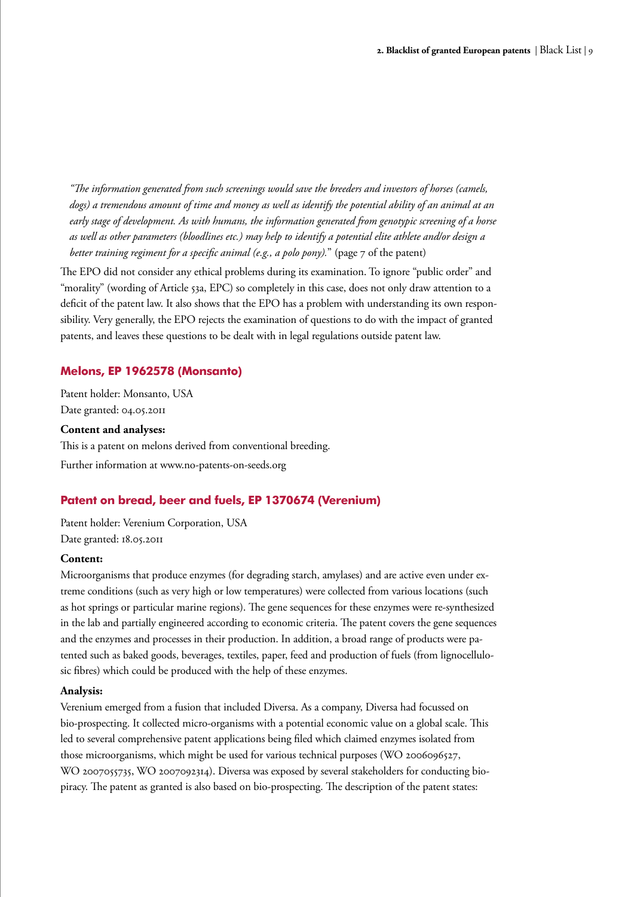*"The information generated from such screenings would save the breeders and investors of horses (camels, dogs) a tremendous amount of time and money as well as identify the potential ability of an animal at an early stage of development. As with humans, the information generated from genotypic screening of a horse as well as other parameters (bloodlines etc.) may help to identify a potential elite athlete and/or design a better training regiment for a specific animal (e.g., a polo pony).*" (page 7 of the patent)

The EPO did not consider any ethical problems during its examination. To ignore "public order" and "morality" (wording of Article 53a, EPC) so completely in this case, does not only draw attention to a deficit of the patent law. It also shows that the EPO has a problem with understanding its own responsibility. Very generally, the EPO rejects the examination of questions to do with the impact of granted patents, and leaves these questions to be dealt with in legal regulations outside patent law.

### Melons, EP 1962578 (Monsanto)

Patent holder: Monsanto, USA
Date granted: 04.05.2011

**Content and analyses:**

This is a patent on melons derived from conventional breeding.

Further information at www.no-patents-on-seeds.org

### Patent on bread, beer and fuels, EP 1370674 (Verenium)

Patent holder: Verenium Corporation, USA
Date granted: 18.05.2011

**Content:**

Microorganisms that produce enzymes (for degrading starch, amylases) and are active even under extreme conditions (such as very high or low temperatures) were collected from various locations (such as hot springs or particular marine regions). The gene sequences for these enzymes were re-synthesized in the lab and partially engineered according to economic criteria. The patent covers the gene sequences and the enzymes and processes in their production. In addition, a broad range of products were patented such as baked goods, beverages, textiles, paper, feed and production of fuels (from lignocellulosic fibres) which could be produced with the help of these enzymes.

**Analysis:**

Verenium emerged from a fusion that included Diversa. As a company, Diversa had focussed on bio-prospecting. It collected micro-organisms with a potential economic value on a global scale. This led to several comprehensive patent applications being filed which claimed enzymes isolated from those microorganisms, which might be used for various technical purposes (WO 2006096527, WO 2007055735, WO 2007092314). Diversa was exposed by several stakeholders for conducting biopiracy. The patent as granted is also based on bio-prospecting. The description of the patent states: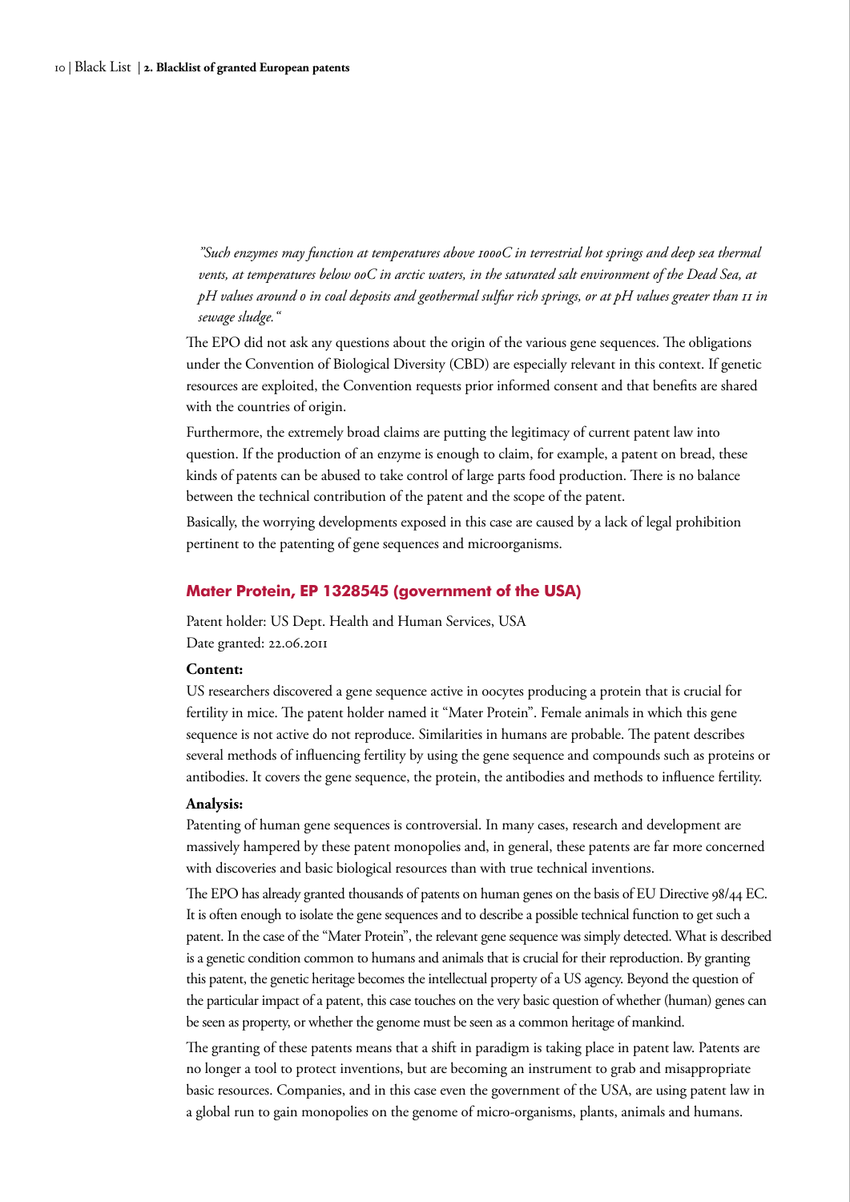*"Such enzymes may function at temperatures above 100oC in terrestrial hot springs and deep sea thermal vents, at temperatures below 0oC in arctic waters, in the saturated salt environment of the Dead Sea, at pH values around 0 in coal deposits and geothermal sulfur rich springs, or at pH values greater than 11 in sewage sludge."*

The EPO did not ask any questions about the origin of the various gene sequences. The obligations under the Convention of Biological Diversity (CBD) are especially relevant in this context. If genetic resources are exploited, the Convention requests prior informed consent and that benefits are shared with the countries of origin.

Furthermore, the extremely broad claims are putting the legitimacy of current patent law into question. If the production of an enzyme is enough to claim, for example, a patent on bread, these kinds of patents can be abused to take control of large parts food production. There is no balance between the technical contribution of the patent and the scope of the patent.

Basically, the worrying developments exposed in this case are caused by a lack of legal prohibition pertinent to the patenting of gene sequences and microorganisms.

### Mater Protein, EP 1328545 (government of the USA)

Patent holder: US Dept. Health and Human Services, USA
Date granted: 22.06.2011

**Content:**

US researchers discovered a gene sequence active in oocytes producing a protein that is crucial for fertility in mice. The patent holder named it "Mater Protein". Female animals in which this gene sequence is not active do not reproduce. Similarities in humans are probable. The patent describes several methods of influencing fertility by using the gene sequence and compounds such as proteins or antibodies. It covers the gene sequence, the protein, the antibodies and methods to influence fertility.

**Analysis:**

Patenting of human gene sequences is controversial. In many cases, research and development are massively hampered by these patent monopolies and, in general, these patents are far more concerned with discoveries and basic biological resources than with true technical inventions.

The EPO has already granted thousands of patents on human genes on the basis of EU Directive 98/44 EC. It is often enough to isolate the gene sequences and to describe a possible technical function to get such a patent. In the case of the "Mater Protein", the relevant gene sequence was simply detected. What is described is a genetic condition common to humans and animals that is crucial for their reproduction. By granting this patent, the genetic heritage becomes the intellectual property of a US agency. Beyond the question of the particular impact of a patent, this case touches on the very basic question of whether (human) genes can be seen as property, or whether the genome must be seen as a common heritage of mankind.

The granting of these patents means that a shift in paradigm is taking place in patent law. Patents are no longer a tool to protect inventions, but are becoming an instrument to grab and misappropriate basic resources. Companies, and in this case even the government of the USA, are using patent law in a global run to gain monopolies on the genome of micro-organisms, plants, animals and humans.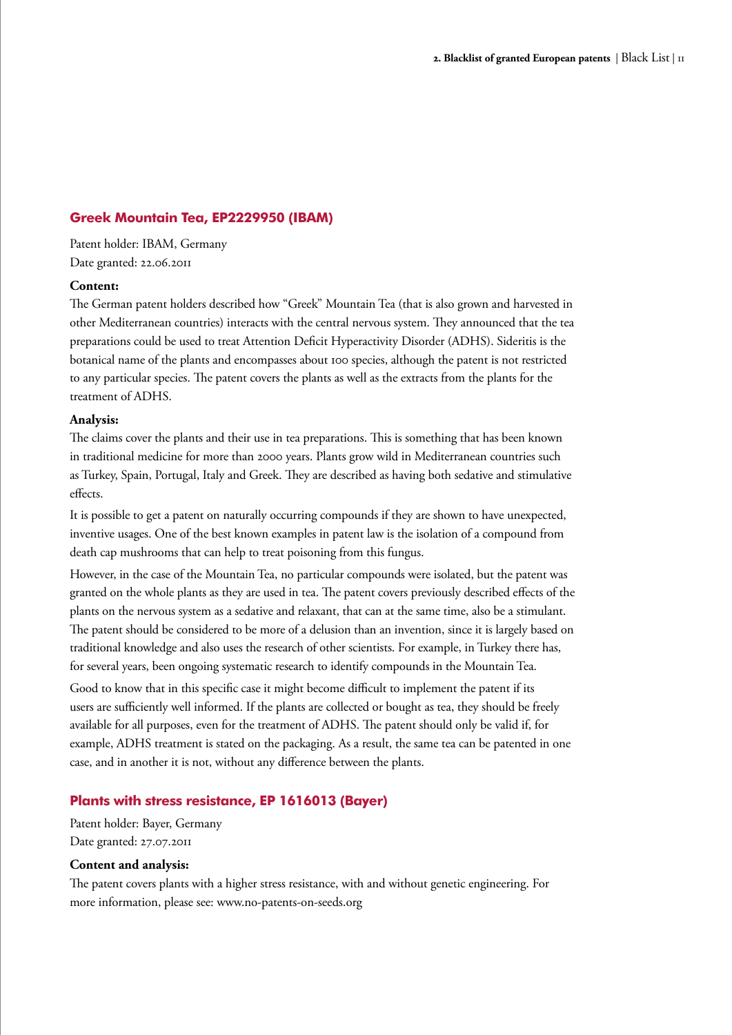## Greek Mountain Tea, EP2229950 (IBAM)

Patent holder: IBAM, Germany
Date granted: 22.06.2011

**Content:**

The German patent holders described how "Greek" Mountain Tea (that is also grown and harvested in other Mediterranean countries) interacts with the central nervous system. They announced that the tea preparations could be used to treat Attention Deficit Hyperactivity Disorder (ADHS). Sideritis is the botanical name of the plants and encompasses about 100 species, although the patent is not restricted to any particular species. The patent covers the plants as well as the extracts from the plants for the treatment of ADHS.

**Analysis:**

The claims cover the plants and their use in tea preparations. This is something that has been known in traditional medicine for more than 2000 years. Plants grow wild in Mediterranean countries such as Turkey, Spain, Portugal, Italy and Greek. They are described as having both sedative and stimulative effects.

It is possible to get a patent on naturally occurring compounds if they are shown to have unexpected, inventive usages. One of the best known examples in patent law is the isolation of a compound from death cap mushrooms that can help to treat poisoning from this fungus.

However, in the case of the Mountain Tea, no particular compounds were isolated, but the patent was granted on the whole plants as they are used in tea. The patent covers previously described effects of the plants on the nervous system as a sedative and relaxant, that can at the same time, also be a stimulant. The patent should be considered to be more of a delusion than an invention, since it is largely based on traditional knowledge and also uses the research of other scientists. For example, in Turkey there has, for several years, been ongoing systematic research to identify compounds in the Mountain Tea.

Good to know that in this specific case it might become difficult to implement the patent if its users are sufficiently well informed. If the plants are collected or bought as tea, they should be freely available for all purposes, even for the treatment of ADHS. The patent should only be valid if, for example, ADHS treatment is stated on the packaging. As a result, the same tea can be patented in one case, and in another it is not, without any difference between the plants.

## Plants with stress resistance, EP 1616013 (Bayer)

Patent holder: Bayer, Germany
Date granted: 27.07.2011

**Content and analysis:**

The patent covers plants with a higher stress resistance, with and without genetic engineering. For more information, please see: www.no-patents-on-seeds.org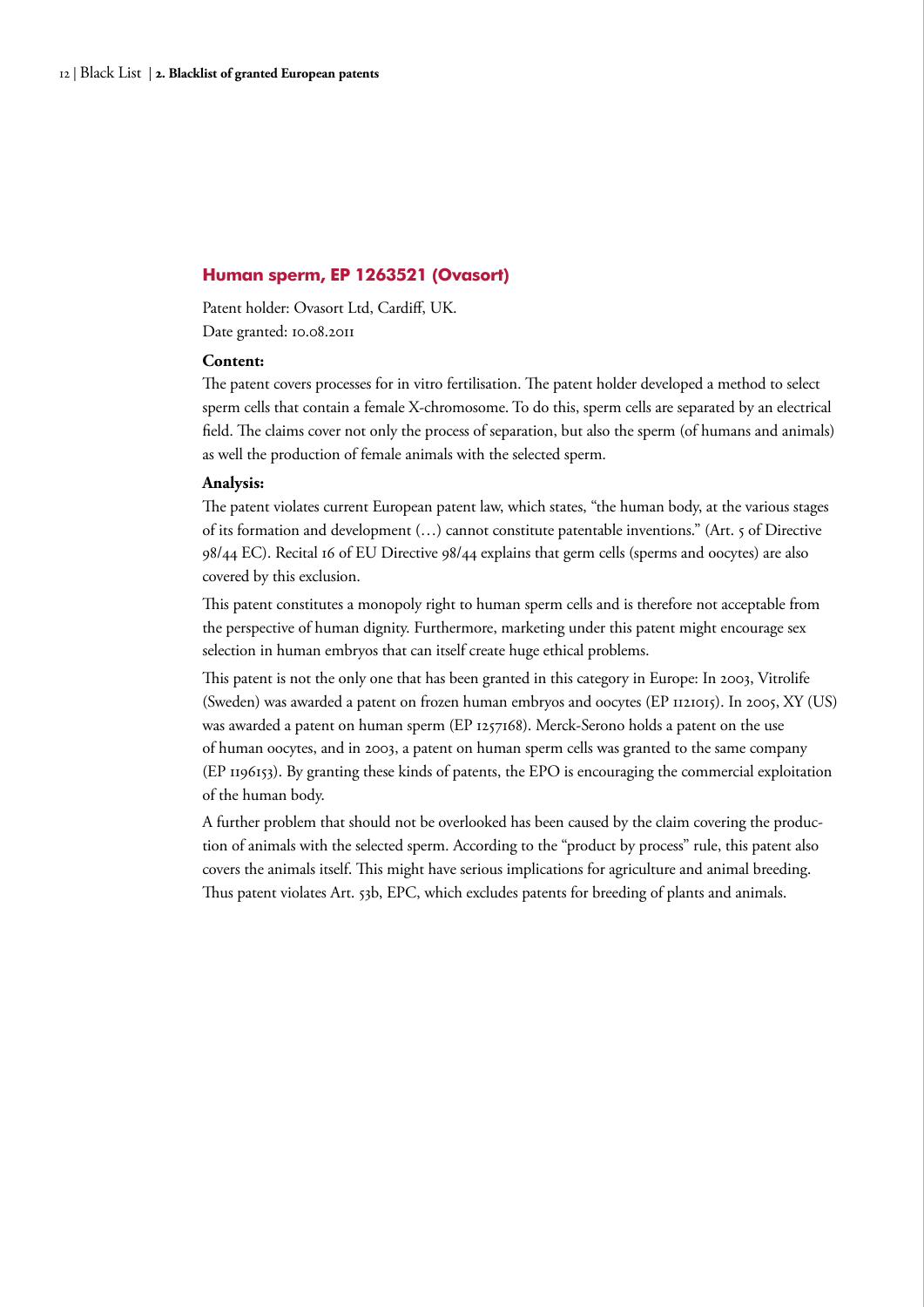## Human sperm, EP 1263521 (Ovasort)

Patent holder: Ovasort Ltd, Cardiff, UK.
Date granted: 10.08.2011

**Content:**

The patent covers processes for in vitro fertilisation. The patent holder developed a method to select sperm cells that contain a female X-chromosome. To do this, sperm cells are separated by an electrical field. The claims cover not only the process of separation, but also the sperm (of humans and animals) as well the production of female animals with the selected sperm.

**Analysis:**

The patent violates current European patent law, which states, "the human body, at the various stages of its formation and development (…) cannot constitute patentable inventions." (Art. 5 of Directive 98/44 EC). Recital 16 of EU Directive 98/44 explains that germ cells (sperms and oocytes) are also covered by this exclusion.

This patent constitutes a monopoly right to human sperm cells and is therefore not acceptable from the perspective of human dignity. Furthermore, marketing under this patent might encourage sex selection in human embryos that can itself create huge ethical problems.

This patent is not the only one that has been granted in this category in Europe: In 2003, Vitrolife (Sweden) was awarded a patent on frozen human embryos and oocytes (EP 1121015). In 2005, XY (US) was awarded a patent on human sperm (EP 1257168). Merck-Serono holds a patent on the use of human oocytes, and in 2003, a patent on human sperm cells was granted to the same company (EP 1196153). By granting these kinds of patents, the EPO is encouraging the commercial exploitation of the human body.

A further problem that should not be overlooked has been caused by the claim covering the production of animals with the selected sperm. According to the "product by process" rule, this patent also covers the animals itself. This might have serious implications for agriculture and animal breeding. Thus patent violates Art. 53b, EPC, which excludes patents for breeding of plants and animals.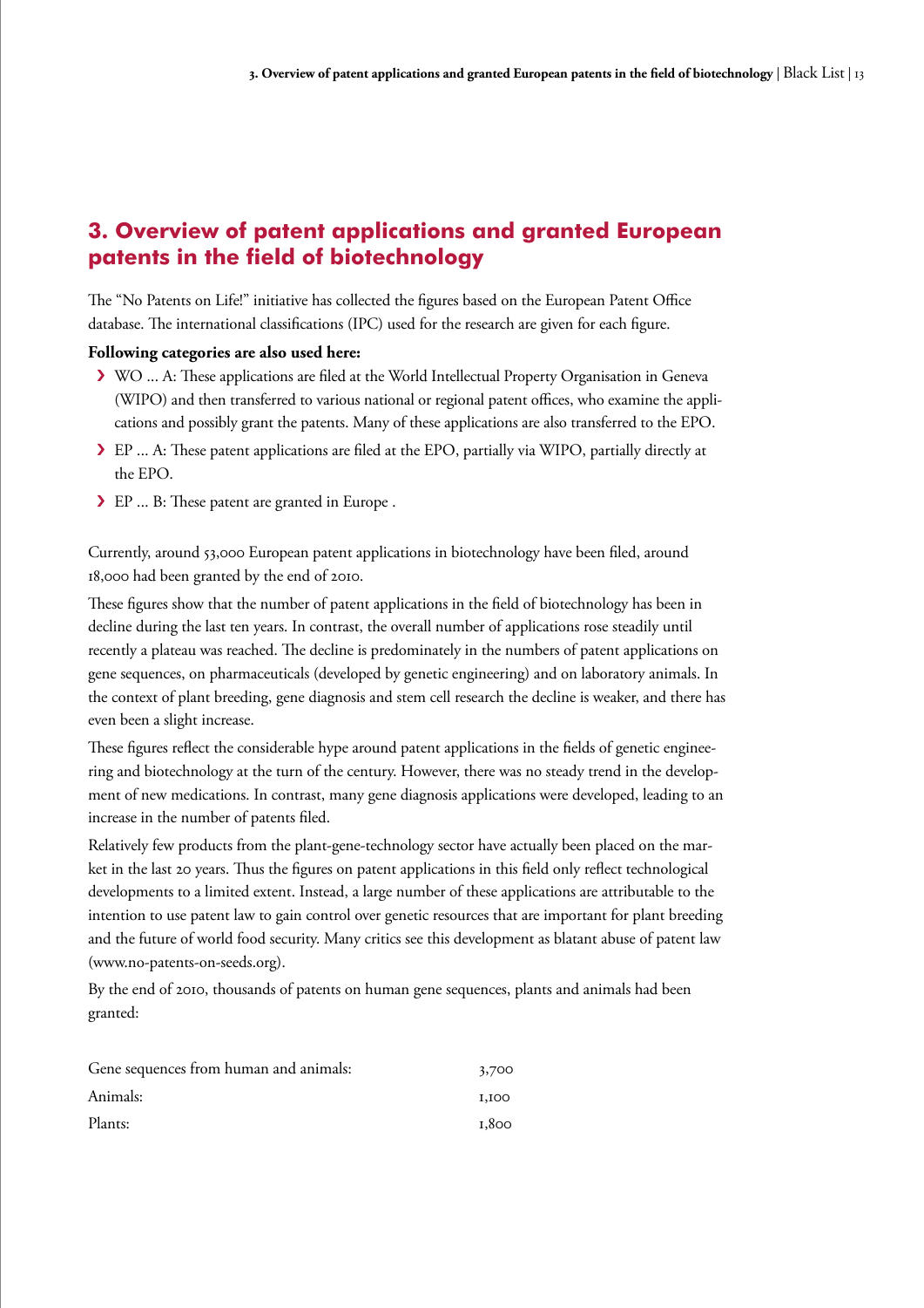## 3. Overview of patent applications and granted European patents in the field of biotechnology

The "No Patents on Life!" initiative has collected the figures based on the European Patent Office database. The international classifications (IPC) used for the research are given for each figure.

**Following categories are also used here:**

- WO ... A: These applications are filed at the World Intellectual Property Organisation in Geneva (WIPO) and then transferred to various national or regional patent offices, who examine the applications and possibly grant the patents. Many of these applications are also transferred to the EPO.
- EP ... A: These patent applications are filed at the EPO, partially via WIPO, partially directly at the EPO.
- EP ... B: These patent are granted in Europe .

Currently, around 53,000 European patent applications in biotechnology have been filed, around 18,000 had been granted by the end of 2010.

These figures show that the number of patent applications in the field of biotechnology has been in decline during the last ten years. In contrast, the overall number of applications rose steadily until recently a plateau was reached. The decline is predominately in the numbers of patent applications on gene sequences, on pharmaceuticals (developed by genetic engineering) and on laboratory animals. In the context of plant breeding, gene diagnosis and stem cell research the decline is weaker, and there has even been a slight increase.

These figures reflect the considerable hype around patent applications in the fields of genetic engineering and biotechnology at the turn of the century. However, there was no steady trend in the development of new medications. In contrast, many gene diagnosis applications were developed, leading to an increase in the number of patents filed.

Relatively few products from the plant-gene-technology sector have actually been placed on the market in the last 20 years. Thus the figures on patent applications in this field only reflect technological developments to a limited extent. Instead, a large number of these applications are attributable to the intention to use patent law to gain control over genetic resources that are important for plant breeding and the future of world food security. Many critics see this development as blatant abuse of patent law (www.no-patents-on-seeds.org).

By the end of 2010, thousands of patents on human gene sequences, plants and animals had been granted:

| | |
|---|---|
| Gene sequences from human and animals: | 3,700 |
| Animals: | 1,100 |
| Plants: | 1,800 |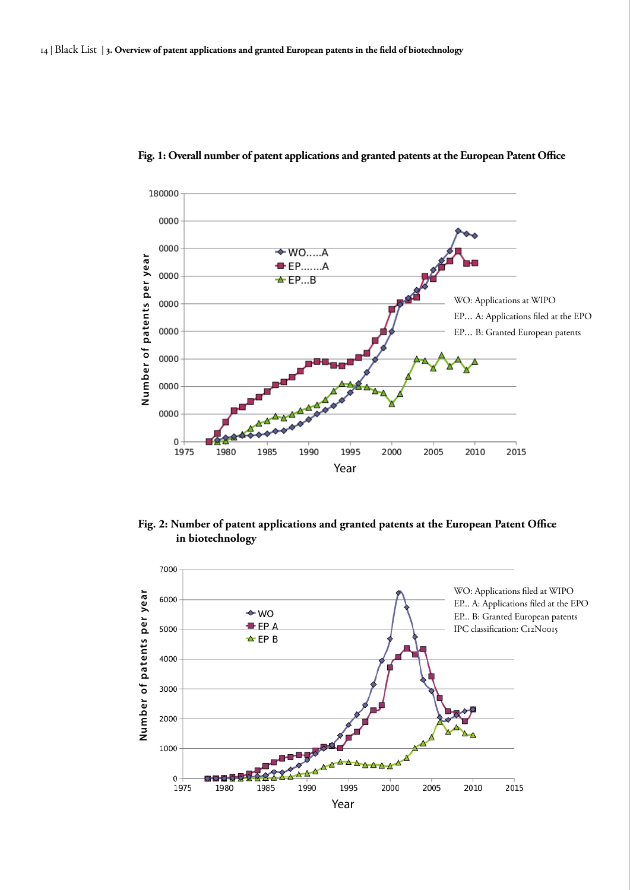**Fig. 1: Overall number of patent applications and granted patents at the European Patent Office**

WO: Applications at WIPO

EP… A: Applications filed at the EPO

EP… B: Granted European patents

**Fig. 2: Number of patent applications and granted patents at the European Patent Office in biotechnology**

WO: Applications filed at WIPO

EP… A: Applications filed at the EPO

EP… B: Granted European patents

IPC classification: C12N0015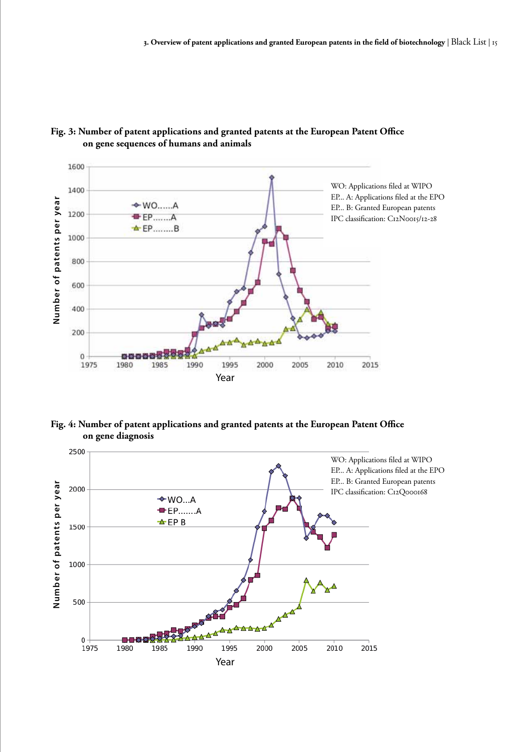**Fig. 3: Number of patent applications and granted patents at the European Patent Office on gene sequences of humans and animals**

WO: Applications filed at WIPO
EP... A: Applications filed at the EPO
EP... B: Granted European patents
IPC classification: C12N0015/12-28

**Fig. 4: Number of patent applications and granted patents at the European Patent Office on gene diagnosis**

WO: Applications filed at WIPO
EP... A: Applications filed at the EPO
EP... B: Granted European patents
IPC classification: C12Q000168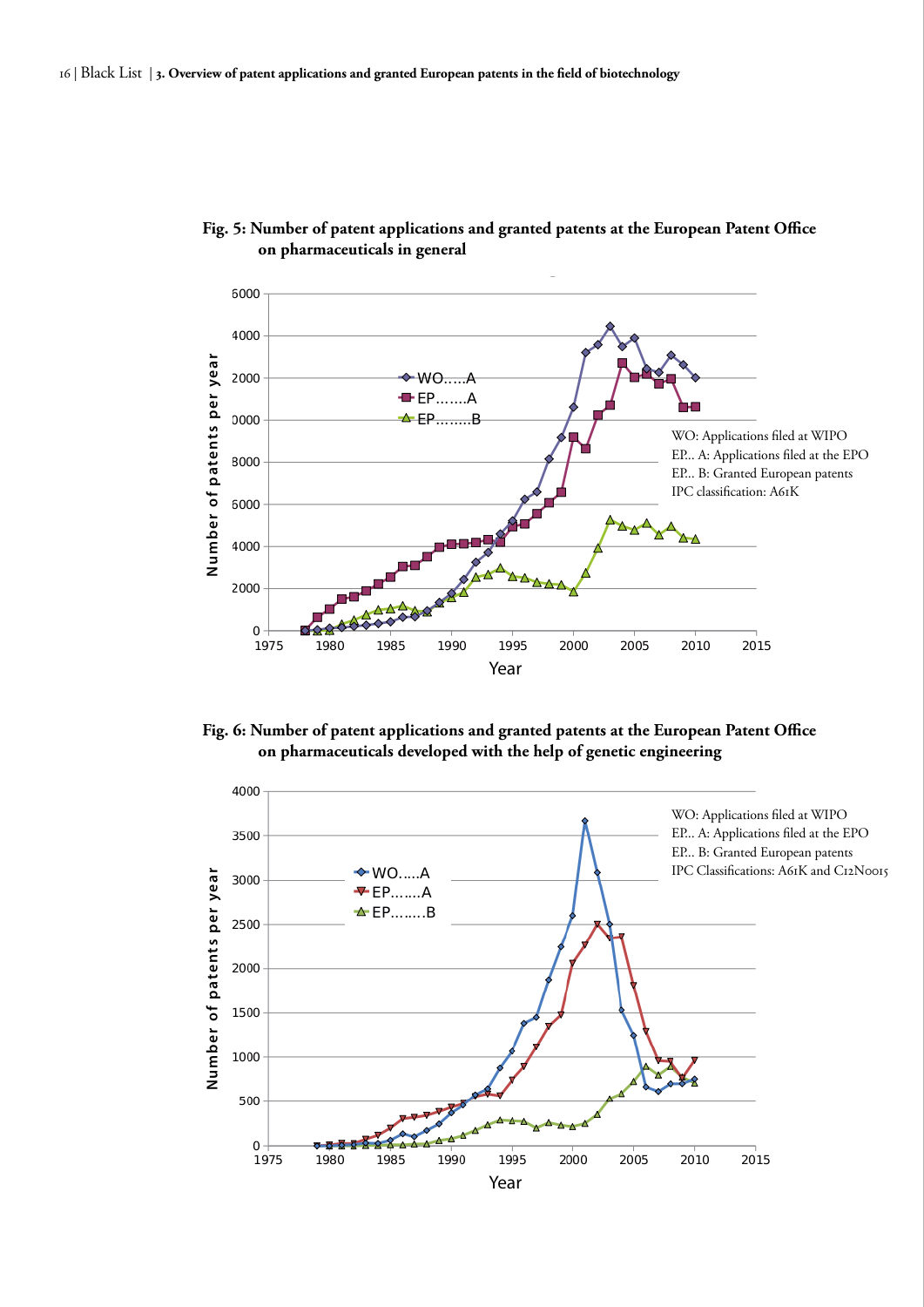**Fig. 5: Number of patent applications and granted patents at the European Patent Office on pharmaceuticals in general**

WO: Applications filed at WIPO
EP... A: Applications filed at the EPO
EP... B: Granted European patents
IPC classification: A61K

**Fig. 6: Number of patent applications and granted patents at the European Patent Office on pharmaceuticals developed with the help of genetic engineering**

WO: Applications filed at WIPO
EP... A: Applications filed at the EPO
EP... B: Granted European patents
IPC Classifications: A61K and C12N0015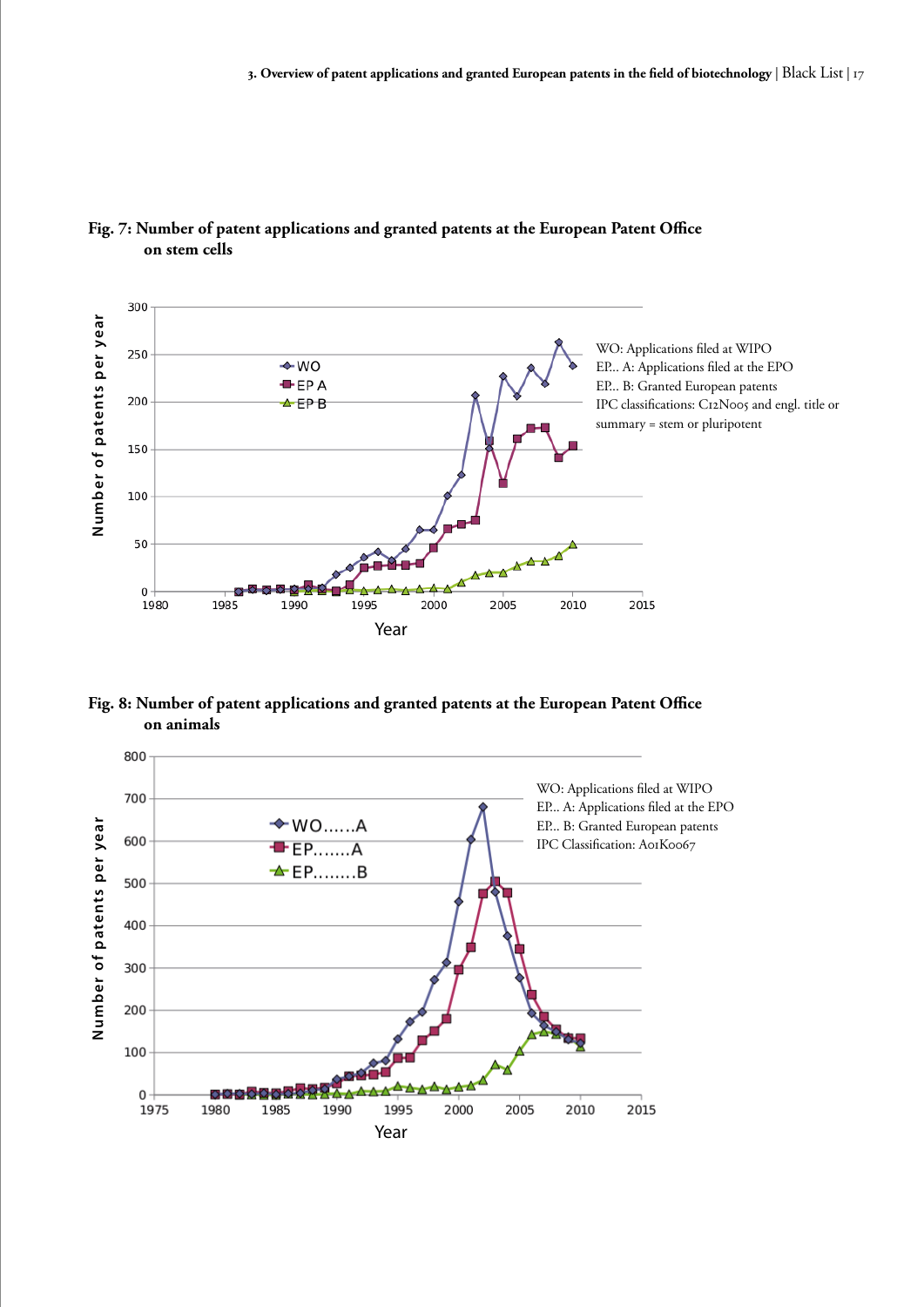**Fig. 7: Number of patent applications and granted patents at the European Patent Office on stem cells**

WO: Applications filed at WIPO
EP... A: Applications filed at the EPO
EP... B: Granted European patents
IPC classifications: C12N005 and engl. title or summary = stem or pluripotent

**Fig. 8: Number of patent applications and granted patents at the European Patent Office on animals**

WO: Applications filed at WIPO
EP... A: Applications filed at the EPO
EP... B: Granted European patents
IPC Classification: A01K0067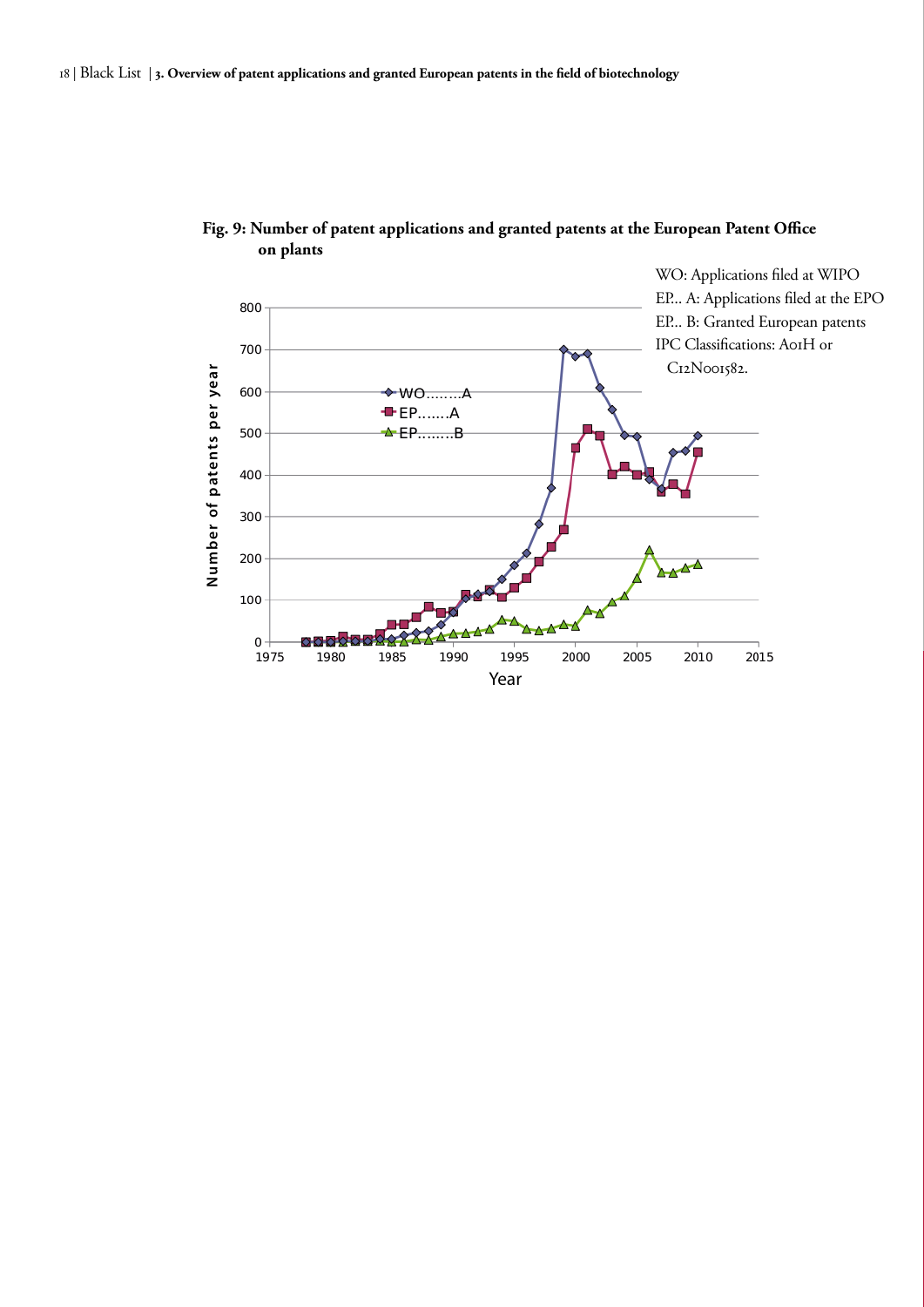**Fig. 9: Number of patent applications and granted patents at the European Patent Office on plants**

WO: Applications filed at WIPO
EP... A: Applications filed at the EPO
EP... B: Granted European patents
IPC Classifications: A01H or C12N001582.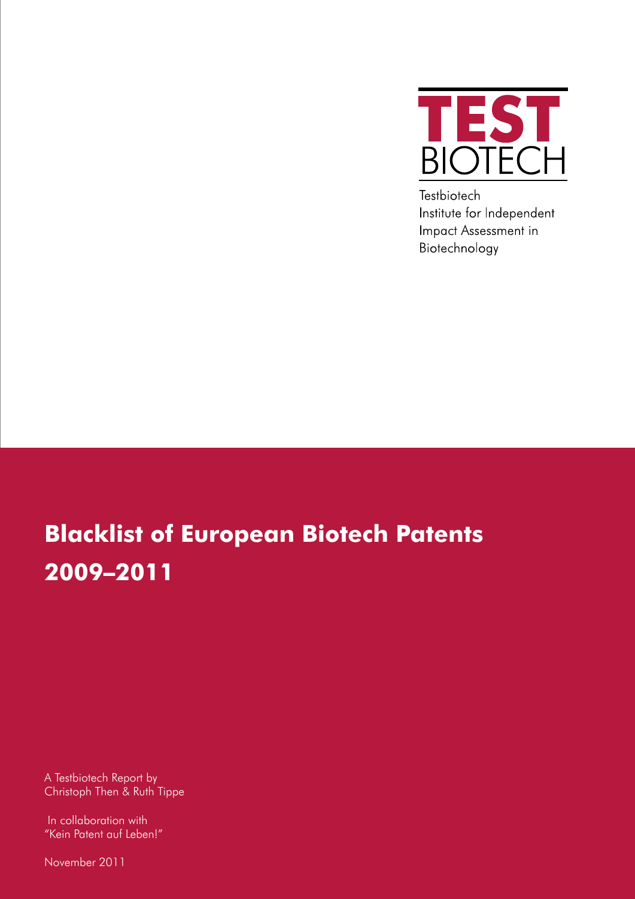# TEST BIOTECH

Testbiotech
Institute for Independent
Impact Assessment in
Biotechnology

## Blacklist of European Biotech Patents 2009–2011

A Testbiotech Report by
Christoph Then & Ruth Tippe

In collaboration with
"Kein Patent auf Leben!"

November 2011